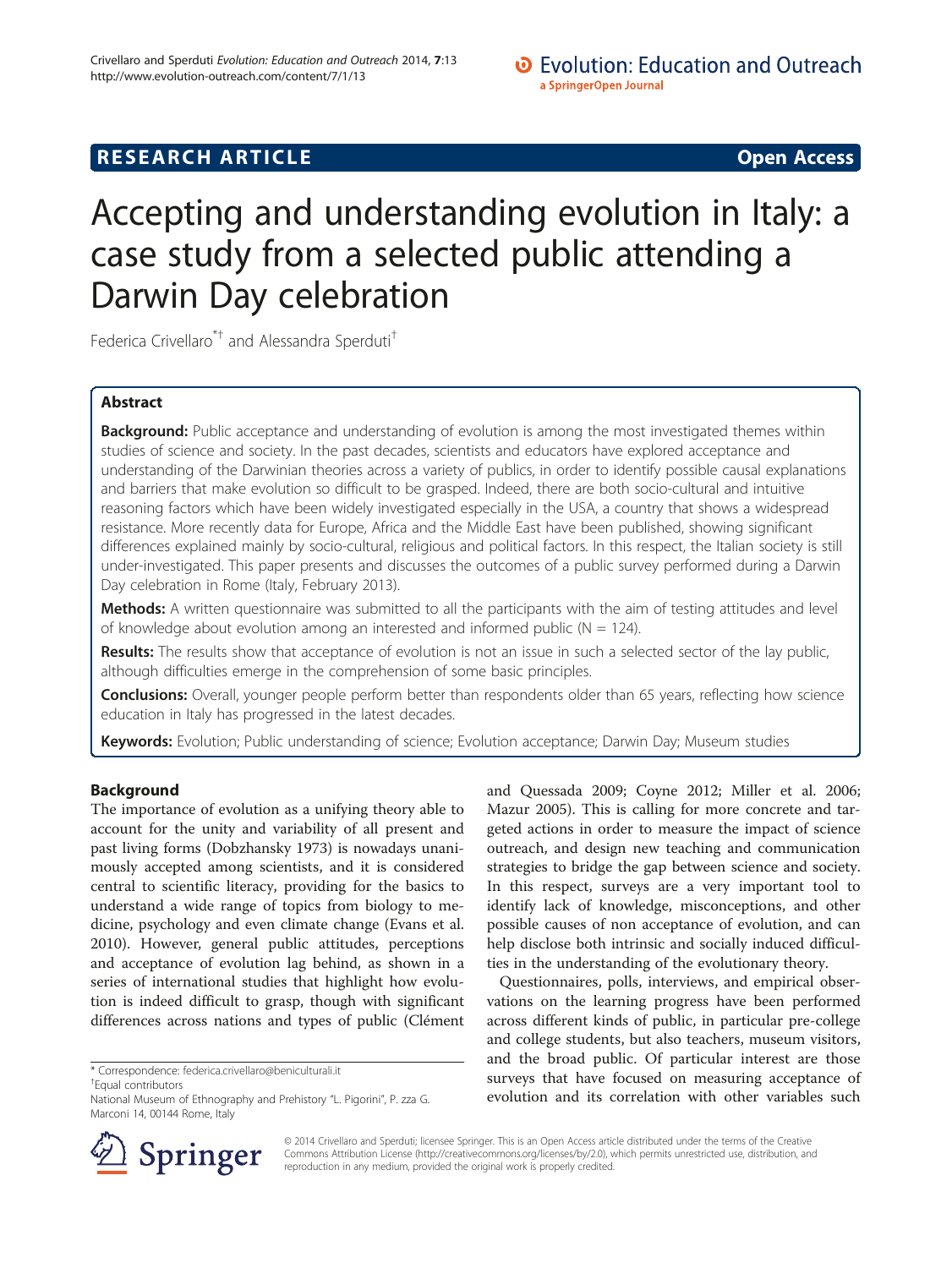**RESEARCH ARTICLE** **Open Access**

# Accepting and understanding evolution in Italy: a case study from a selected public attending a Darwin Day celebration

Federica Crivellaro[*†] and Alessandra Sperduti[†]

## Abstract

**Background:** Public acceptance and understanding of evolution is among the most investigated themes within studies of science and society. In the past decades, scientists and educators have explored acceptance and understanding of the Darwinian theories across a variety of publics, in order to identify possible causal explanations and barriers that make evolution so difficult to be grasped. Indeed, there are both socio-cultural and intuitive reasoning factors which have been widely investigated especially in the USA, a country that shows a widespread resistance. More recently data for Europe, Africa and the Middle East have been published, showing significant differences explained mainly by socio-cultural, religious and political factors. In this respect, the Italian society is still under-investigated. This paper presents and discusses the outcomes of a public survey performed during a Darwin Day celebration in Rome (Italy, February 2013).

**Methods:** A written questionnaire was submitted to all the participants with the aim of testing attitudes and level of knowledge about evolution among an interested and informed public (N = 124).

**Results:** The results show that acceptance of evolution is not an issue in such a selected sector of the lay public, although difficulties emerge in the comprehension of some basic principles.

**Conclusions:** Overall, younger people perform better than respondents older than 65 years, reflecting how science education in Italy has progressed in the latest decades.

**Keywords:** Evolution; Public understanding of science; Evolution acceptance; Darwin Day; Museum studies

## Background

The importance of evolution as a unifying theory able to account for the unity and variability of all present and past living forms (Dobzhansky 1973) is nowadays unanimously accepted among scientists, and it is considered central to scientific literacy, providing for the basics to understand a wide range of topics from biology to medicine, psychology and even climate change (Evans et al. 2010). However, general public attitudes, perceptions and acceptance of evolution lag behind, as shown in a series of international studies that highlight how evolution is indeed difficult to grasp, though with significant differences across nations and types of public (Clément and Quessada 2009; Coyne 2012; Miller et al. 2006; Mazur 2005). This is calling for more concrete and targeted actions in order to measure the impact of science outreach, and design new teaching and communication strategies to bridge the gap between science and society. In this respect, surveys are a very important tool to identify lack of knowledge, misconceptions, and other possible causes of non acceptance of evolution, and can help disclose both intrinsic and socially induced difficulties in the understanding of the evolutionary theory.

Questionnaires, polls, interviews, and empirical observations on the learning progress have been performed across different kinds of public, in particular pre-college and college students, but also teachers, museum visitors, and the broad public. Of particular interest are those surveys that have focused on measuring acceptance of evolution and its correlation with other variables such

\* Correspondence: federica.crivellaro@beniculturali.it
†Equal contributors
National Museum of Ethnography and Prehistory "L. Pigorini", P. zza G. Marconi 14, 00144 Rome, Italy

© 2014 Crivellaro and Sperduti; licensee Springer. This is an Open Access article distributed under the terms of the Creative Commons Attribution License (http://creativecommons.org/licenses/by/2.0), which permits unrestricted use, distribution, and reproduction in any medium, provided the original work is properly credited.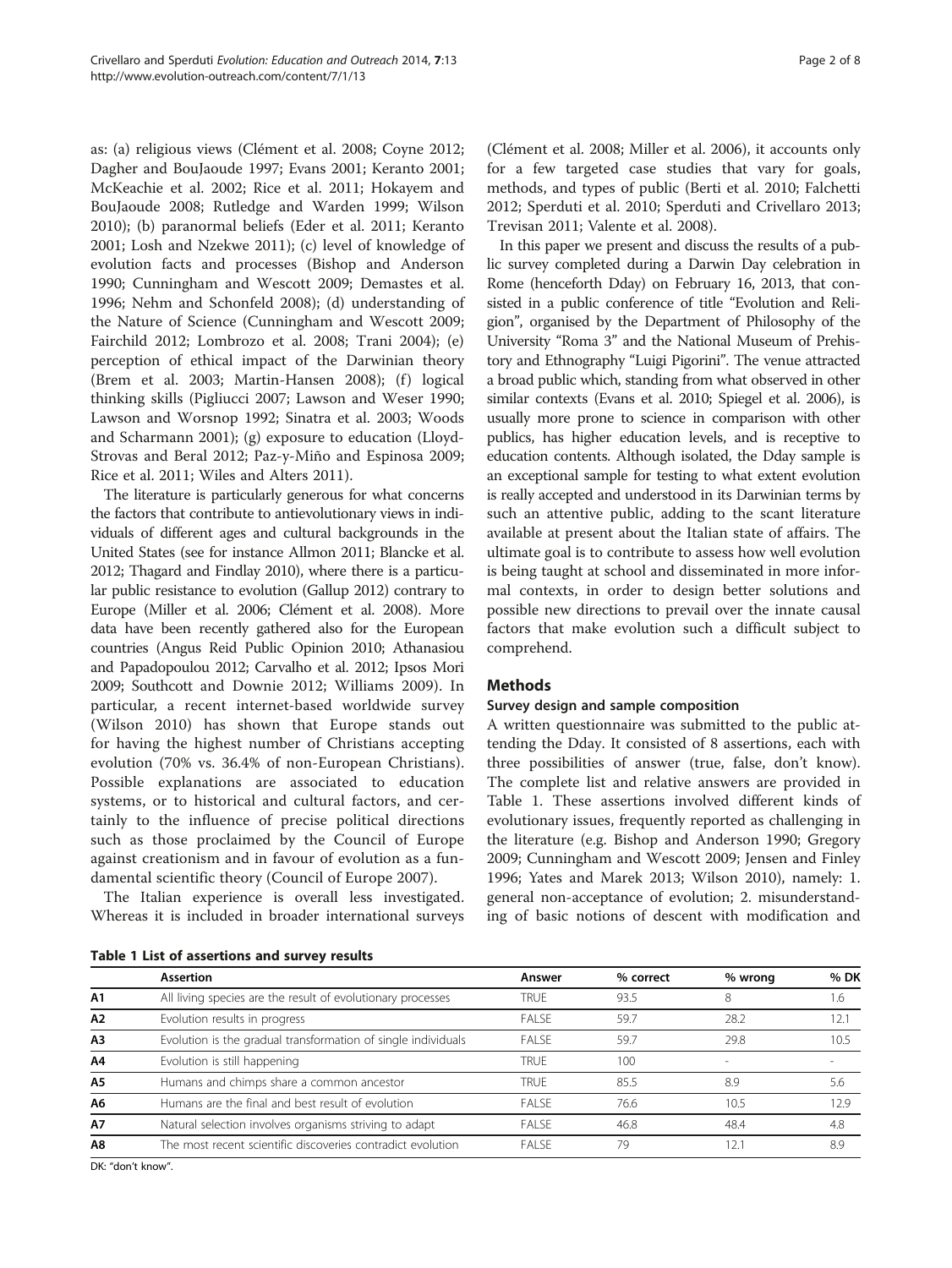as: (a) religious views (Clément et al. 2008; Coyne 2012; Dagher and BouJaoude 1997; Evans 2001; Keranto 2001; McKeachie et al. 2002; Rice et al. 2011; Hokayem and BouJaoude 2008; Rutledge and Warden 1999; Wilson 2010); (b) paranormal beliefs (Eder et al. 2011; Keranto 2001; Losh and Nzekwe 2011); (c) level of knowledge of evolution facts and processes (Bishop and Anderson 1990; Cunningham and Wescott 2009; Demastes et al. 1996; Nehm and Schonfeld 2008); (d) understanding of the Nature of Science (Cunningham and Wescott 2009; Fairchild 2012; Lombrozo et al. 2008; Trani 2004); (e) perception of ethical impact of the Darwinian theory (Brem et al. 2003; Martin-Hansen 2008); (f) logical thinking skills (Pigliucci 2007; Lawson and Weser 1990; Lawson and Worsnop 1992; Sinatra et al. 2003; Woods and Scharmann 2001); (g) exposure to education (Lloyd-Strovas and Beral 2012; Paz-y-Miño and Espinosa 2009; Rice et al. 2011; Wiles and Alters 2011).

The literature is particularly generous for what concerns the factors that contribute to antievolutionary views in individuals of different ages and cultural backgrounds in the United States (see for instance Allmon 2011; Blancke et al. 2012; Thagard and Findlay 2010), where there is a particular public resistance to evolution (Gallup 2012) contrary to Europe (Miller et al. 2006; Clément et al. 2008). More data have been recently gathered also for the European countries (Angus Reid Public Opinion 2010; Athanasiou and Papadopoulou 2012; Carvalho et al. 2012; Ipsos Mori 2009; Southcott and Downie 2012; Williams 2009). In particular, a recent internet-based worldwide survey (Wilson 2010) has shown that Europe stands out for having the highest number of Christians accepting evolution (70% vs. 36.4% of non-European Christians). Possible explanations are associated to education systems, or to historical and cultural factors, and certainly to the influence of precise political directions such as those proclaimed by the Council of Europe against creationism and in favour of evolution as a fundamental scientific theory (Council of Europe 2007).

The Italian experience is overall less investigated. Whereas it is included in broader international surveys (Clément et al. 2008; Miller et al. 2006), it accounts only for a few targeted case studies that vary for goals, methods, and types of public (Berti et al. 2010; Falchetti 2012; Sperduti et al. 2010; Sperduti and Crivellaro 2013; Trevisan 2011; Valente et al. 2008).

In this paper we present and discuss the results of a public survey completed during a Darwin Day celebration in Rome (henceforth Dday) on February 16, 2013, that consisted in a public conference of title "Evolution and Religion", organised by the Department of Philosophy of the University "Roma 3" and the National Museum of Prehistory and Ethnography "Luigi Pigorini". The venue attracted a broad public which, standing from what observed in other similar contexts (Evans et al. 2010; Spiegel et al. 2006), is usually more prone to science in comparison with other publics, has higher education levels, and is receptive to education contents. Although isolated, the Dday sample is an exceptional sample for testing to what extent evolution is really accepted and understood in its Darwinian terms by such an attentive public, adding to the scant literature available at present about the Italian state of affairs. The ultimate goal is to contribute to assess how well evolution is being taught at school and disseminated in more informal contexts, in order to design better solutions and possible new directions to prevail over the innate causal factors that make evolution such a difficult subject to comprehend.

## Methods

### Survey design and sample composition

A written questionnaire was submitted to the public attending the Dday. It consisted of 8 assertions, each with three possibilities of answer (true, false, don't know). The complete list and relative answers are provided in Table 1. These assertions involved different kinds of evolutionary issues, frequently reported as challenging in the literature (e.g. Bishop and Anderson 1990; Gregory 2009; Cunningham and Wescott 2009; Jensen and Finley 1996; Yates and Marek 2013; Wilson 2010), namely: 1. general non-acceptance of evolution; 2. misunderstanding of basic notions of descent with modification and

**Table 1 List of assertions and survey results**

| | Assertion | Answer | % correct | % wrong | % DK |
|---|---|---|---|---|---|
| **A1** | All living species are the result of evolutionary processes | TRUE | 93.5 | 8 | 1.6 |
| **A2** | Evolution results in progress | FALSE | 59.7 | 28.2 | 12.1 |
| **A3** | Evolution is the gradual transformation of single individuals | FALSE | 59.7 | 29.8 | 10.5 |
| **A4** | Evolution is still happening | TRUE | 100 | - | - |
| **A5** | Humans and chimps share a common ancestor | TRUE | 85.5 | 8.9 | 5.6 |
| **A6** | Humans are the final and best result of evolution | FALSE | 76.6 | 10.5 | 12.9 |
| **A7** | Natural selection involves organisms striving to adapt | FALSE | 46.8 | 48.4 | 4.8 |
| **A8** | The most recent scientific discoveries contradict evolution | FALSE | 79 | 12.1 | 8.9 |

DK: "don't know".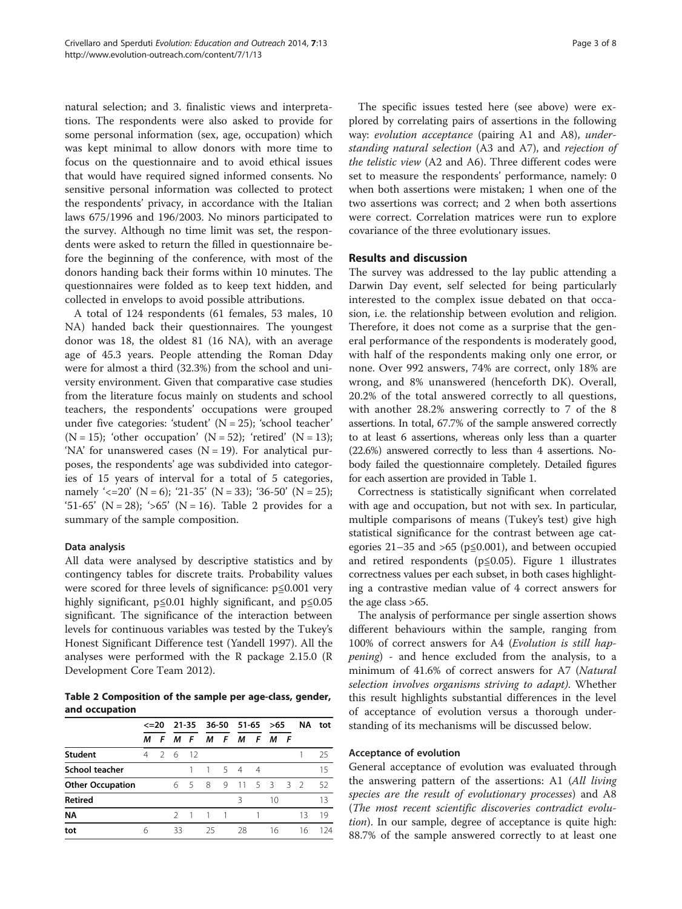natural selection; and 3. finalistic views and interpretations. The respondents were also asked to provide for some personal information (sex, age, occupation) which was kept minimal to allow donors with more time to focus on the questionnaire and to avoid ethical issues that would have required signed informed consents. No sensitive personal information was collected to protect the respondents' privacy, in accordance with the Italian laws 675/1996 and 196/2003. No minors participated to the survey. Although no time limit was set, the respondents were asked to return the filled in questionnaire before the beginning of the conference, with most of the donors handing back their forms within 10 minutes. The questionnaires were folded as to keep text hidden, and collected in envelops to avoid possible attributions.

A total of 124 respondents (61 females, 53 males, 10 NA) handed back their questionnaires. The youngest donor was 18, the oldest 81 (16 NA), with an average age of 45.3 years. People attending the Roman Dday were for almost a third (32.3%) from the school and university environment. Given that comparative case studies from the literature focus mainly on students and school teachers, the respondents' occupations were grouped under five categories: 'student' (N = 25); 'school teacher' (N = 15); 'other occupation' (N = 52); 'retired' (N = 13); 'NA' for unanswered cases (N = 19). For analytical purposes, the respondents' age was subdivided into categories of 15 years of interval for a total of 5 categories, namely '<=20' (N = 6); '21-35' (N = 33); '36-50' (N = 25); '51-65' (N = 28); '>65' (N = 16). Table 2 provides for a summary of the sample composition.

### Data analysis

All data were analysed by descriptive statistics and by contingency tables for discrete traits. Probability values were scored for three levels of significance: $p \leqq 0.001$ very highly significant, $p \leqq 0.01$ highly significant, and $p \leqq 0.05$ significant. The significance of the interaction between levels for continuous variables was tested by the Tukey's Honest Significant Difference test (Yandell 1997). All the analyses were performed with the R package 2.15.0 (R Development Core Team 2012).

**Table 2 Composition of the sample per age-class, gender, and occupation**

| | <=20 | | 21-35 | | 36-50 | | 51-65 | | >65 | | NA | tot |
|---|---|---|---|---|---|---|---|---|---|---|---|---|
| | *M* | *F* | *M* | *F* | *M* | *F* | *M* | *F* | *M* | *F* | | |
| **Student** | 4 | 2 | 6 | 12 | | | | | | | 1 | 25 |
| **School teacher** | | | | 1 | 1 | 5 | 4 | 4 | | | | 15 |
| **Other Occupation** | | | 6 | 5 | 8 | 9 | 11 | 5 | 3 | 3 | 2 | 52 |
| **Retired** | | | | | | | 3 | | 10 | | | 13 |
| **NA** | | | 2 | 1 | 1 | 1 | | 1 | | | 13 | 19 |
| **tot** | 6 | | 33 | | 25 | | 28 | | 16 | | 16 | 124 |

The specific issues tested here (see above) were explored by correlating pairs of assertions in the following way: *evolution acceptance* (pairing A1 and A8), *understanding natural selection* (A3 and A7), and *rejection of the telistic view* (A2 and A6). Three different codes were set to measure the respondents' performance, namely: 0 when both assertions were mistaken; 1 when one of the two assertions was correct; and 2 when both assertions were correct. Correlation matrices were run to explore covariance of the three evolutionary issues.

## Results and discussion

The survey was addressed to the lay public attending a Darwin Day event, self selected for being particularly interested to the complex issue debated on that occasion, i.e. the relationship between evolution and religion. Therefore, it does not come as a surprise that the general performance of the respondents is moderately good, with half of the respondents making only one error, or none. Over 992 answers, 74% are correct, only 18% are wrong, and 8% unanswered (henceforth DK). Overall, 20.2% of the total answered correctly to all questions, with another 28.2% answering correctly to 7 of the 8 assertions. In total, 67.7% of the sample answered correctly to at least 6 assertions, whereas only less than a quarter (22.6%) answered correctly to less than 4 assertions. Nobody failed the questionnaire completely. Detailed figures for each assertion are provided in Table 1.

Correctness is statistically significant when correlated with age and occupation, but not with sex. In particular, multiple comparisons of means (Tukey's test) give high statistical significance for the contrast between age categories 21–35 and >65 ($p \leqq 0.001$), and between occupied and retired respondents ($p \leqq 0.05$). Figure 1 illustrates correctness values per each subset, in both cases highlighting a contrastive median value of 4 correct answers for the age class >65.

The analysis of performance per single assertion shows different behaviours within the sample, ranging from 100% of correct answers for A4 (*Evolution is still happening*) - and hence excluded from the analysis, to a minimum of 41.6% of correct answers for A7 (*Natural selection involves organisms striving to adapt)*. Whether this result highlights substantial differences in the level of acceptance of evolution versus a thorough understanding of its mechanisms will be discussed below.

### Acceptance of evolution

General acceptance of evolution was evaluated through the answering pattern of the assertions: A1 (*All living species are the result of evolutionary processes*) and A8 (*The most recent scientific discoveries contradict evolution*). In our sample, degree of acceptance is quite high: 88.7% of the sample answered correctly to at least one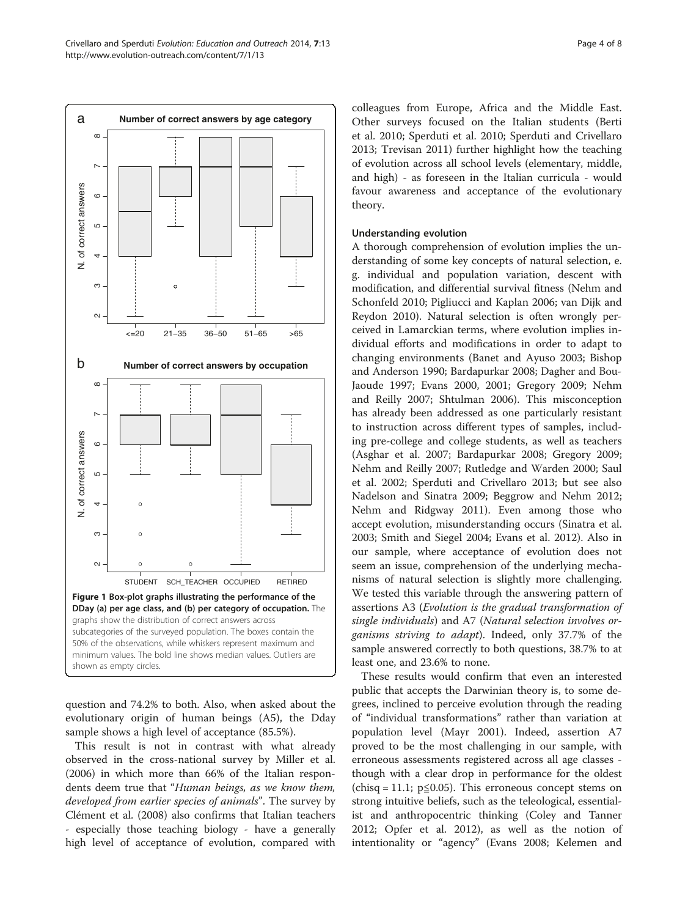Figure 1 Box-plot graphs illustrating the performance of the DDay (a) per age class, and (b) per category of occupation. The graphs show the distribution of correct answers across subcategories of the surveyed population. The boxes contain the 50% of the observations, while whiskers represent maximum and minimum values. The bold line shows median values. Outliers are shown as empty circles.

question and 74.2% to both. Also, when asked about the evolutionary origin of human beings (A5), the Dday sample shows a high level of acceptance (85.5%).

This result is not in contrast with what already observed in the cross-national survey by Miller et al. (2006) in which more than 66% of the Italian respondents deem true that "*Human beings, as we know them, developed from earlier species of animals*". The survey by Clément et al. (2008) also confirms that Italian teachers - especially those teaching biology - have a generally high level of acceptance of evolution, compared with colleagues from Europe, Africa and the Middle East. Other surveys focused on the Italian students (Berti et al. 2010; Sperduti et al. 2010; Sperduti and Crivellaro 2013; Trevisan 2011) further highlight how the teaching of evolution across all school levels (elementary, middle, and high) - as foreseen in the Italian curricula - would favour awareness and acceptance of the evolutionary theory.

### Understanding evolution

A thorough comprehension of evolution implies the understanding of some key concepts of natural selection, e. g. individual and population variation, descent with modification, and differential survival fitness (Nehm and Schonfeld 2010; Pigliucci and Kaplan 2006; van Dijk and Reydon 2010). Natural selection is often wrongly perceived in Lamarckian terms, where evolution implies individual efforts and modifications in order to adapt to changing environments (Banet and Ayuso 2003; Bishop and Anderson 1990; Bardapurkar 2008; Dagher and Bou-Jaoude 1997; Evans 2000, 2001; Gregory 2009; Nehm and Reilly 2007; Shtulman 2006). This misconception has already been addressed as one particularly resistant to instruction across different types of samples, including pre-college and college students, as well as teachers (Asghar et al. 2007; Bardapurkar 2008; Gregory 2009; Nehm and Reilly 2007; Rutledge and Warden 2000; Saul et al. 2002; Sperduti and Crivellaro 2013; but see also Nadelson and Sinatra 2009; Beggrow and Nehm 2012; Nehm and Ridgway 2011). Even among those who accept evolution, misunderstanding occurs (Sinatra et al. 2003; Smith and Siegel 2004; Evans et al. 2012). Also in our sample, where acceptance of evolution does not seem an issue, comprehension of the underlying mechanisms of natural selection is slightly more challenging. We tested this variable through the answering pattern of assertions A3 (*Evolution is the gradual transformation of single individuals*) and A7 (*Natural selection involves organisms striving to adapt*). Indeed, only 37.7% of the sample answered correctly to both questions, 38.7% to at least one, and 23.6% to none.

These results would confirm that even an interested public that accepts the Darwinian theory is, to some degrees, inclined to perceive evolution through the reading of "individual transformations" rather than variation at population level (Mayr 2001). Indeed, assertion A7 proved to be the most challenging in our sample, with erroneous assessments registered across all age classes - though with a clear drop in performance for the oldest (chisq = 11.1; $p \leqq 0.05$). This erroneous concept stems on strong intuitive beliefs, such as the teleological, essentialist and anthropocentric thinking (Coley and Tanner 2012; Opfer et al. 2012), as well as the notion of intentionality or "agency" (Evans 2008; Kelemen and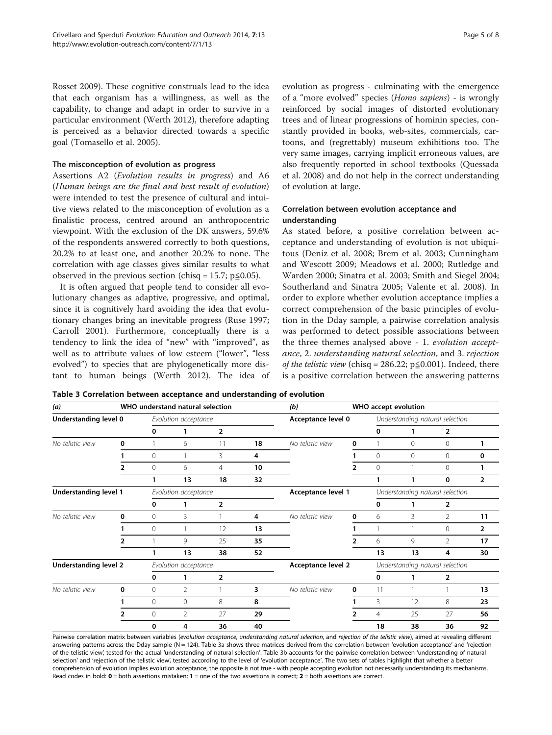Rosset 2009). These cognitive construals lead to the idea that each organism has a willingness, as well as the capability, to change and adapt in order to survive in a particular environment (Werth 2012), therefore adapting is perceived as a behavior directed towards a specific goal (Tomasello et al. 2005).

### The misconception of evolution as progress

Assertions A2 (*Evolution results in progress*) and A6 (*Human beings are the final and best result of evolution*) were intended to test the presence of cultural and intuitive views related to the misconception of evolution as a finalistic process, centred around an anthropocentric viewpoint. With the exclusion of the DK answers, 59.6% of the respondents answered correctly to both questions, 20.2% to at least one, and another 20.2% to none. The correlation with age classes gives similar results to what observed in the previous section (chisq = 15.7; p≦0.05).

It is often argued that people tend to consider all evolutionary changes as adaptive, progressive, and optimal, since it is cognitively hard avoiding the idea that evolutionary changes bring an inevitable progress (Ruse 1997; Carroll 2001). Furthermore, conceptually there is a tendency to link the idea of "new" with "improved", as well as to attribute values of low esteem ("lower", "less evolved") to species that are phylogenetically more distant to human beings (Werth 2012). The idea of evolution as progress - culminating with the emergence of a "more evolved" species (*Homo sapiens*) - is wrongly reinforced by social images of distorted evolutionary trees and of linear progressions of hominin species, constantly provided in books, web-sites, commercials, cartoons, and (regrettably) museum exhibitions too. The very same images, carrying implicit erroneous values, are also frequently reported in school textbooks (Quessada et al. 2008) and do not help in the correct understanding of evolution at large.

### Correlation between evolution acceptance and understanding

As stated before, a positive correlation between acceptance and understanding of evolution is not ubiquitous (Deniz et al. 2008; Brem et al. 2003; Cunningham and Wescott 2009; Meadows et al. 2000; Rutledge and Warden 2000; Sinatra et al. 2003; Smith and Siegel 2004; Southerland and Sinatra 2005; Valente et al. 2008). In order to explore whether evolution acceptance implies a correct comprehension of the basic principles of evolution in the Dday sample, a pairwise correlation analysis was performed to detect possible associations between the three themes analysed above - 1. *evolution acceptance*, 2. *understanding natural selection*, and 3. *rejection of the telistic view* (chisq = 286.22; p≦0.001). Indeed, there is a positive correlation between the answering patterns

**Table 3 Correlation between acceptance and understanding of evolution**

| *(a)* | | WHO understand natural selection | | | | *(b)* | | WHO accept evolution | | | |
|---|---|---|---|---|---|---|---|---|---|---|---|
| **Understanding level 0** | | *Evolution acceptance* | | | | **Acceptance level 0** | | *Understanding natural selection* | | | |
| | | **0** | **1** | **2** | | | | **0** | **1** | **2** | |
| *No telistic view* | **0** | 1 | 6 | 11 | **18** | *No telistic view* | **0** | 1 | 0 | 0 | **1** |
| | **1** | 0 | 1 | 3 | **4** | | **1** | 0 | 0 | 0 | **0** |
| | **2** | 0 | 6 | 4 | **10** | | **2** | 0 | 1 | 0 | **1** |
| | | **1** | **13** | **18** | **32** | | | **1** | **1** | **0** | **2** |
| **Understanding level 1** | | *Evolution acceptance* | | | | **Acceptance level 1** | | *Understanding natural selection* | | | |
| | | **0** | **1** | **2** | | | | **0** | **1** | **2** | |
| *No telistic view* | **0** | 0 | 3 | 1 | **4** | *No telistic view* | **0** | 6 | 3 | 2 | **11** |
| | **1** | 0 | 1 | 12 | **13** | | **1** | 1 | 1 | 0 | **2** |
| | **2** | 1 | 9 | 25 | **35** | | **2** | 6 | 9 | 2 | **17** |
| | | **1** | **13** | **38** | **52** | | | **13** | **13** | **4** | **30** |
| **Understanding level 2** | | *Evolution acceptance* | | | | **Acceptance level 2** | | *Understanding natural selection* | | | |
| | | **0** | **1** | **2** | | | | **0** | **1** | **2** | |
| *No telistic view* | **0** | 0 | 2 | 1 | **3** | *No telistic view* | **0** | 11 | 1 | 1 | **13** |
| | **1** | 0 | 0 | 8 | **8** | | **1** | 3 | 12 | 8 | **23** |
| | **2** | 0 | 2 | 27 | **29** | | **2** | 4 | 25 | 27 | **56** |
| | | **0** | **4** | **36** | **40** | | | **18** | **38** | **36** | **92** |

Pairwise correlation matrix between variables (*evolution acceptance*, *understanding natural selection*, and *rejection of the telistic view*), aimed at revealing different answering patterns across the Dday sample (N = 124). Table 3a shows three matrices derived from the correlation between 'evolution acceptance' and 'rejection of the telistic view', tested for the actual 'understanding of natural selection'. Table 3b accounts for the pairwise correlation between 'understanding of natural selection' and 'rejection of the telistic view', tested according to the level of 'evolution acceptance'. The two sets of tables highlight that whether a better comprehension of evolution implies evolution acceptance, the opposite is not true - with people accepting evolution not necessarily understanding its mechanisms. Read codes in bold: **0** = both assertions mistaken; **1** = one of the two assertions is correct; **2** = both assertions are correct.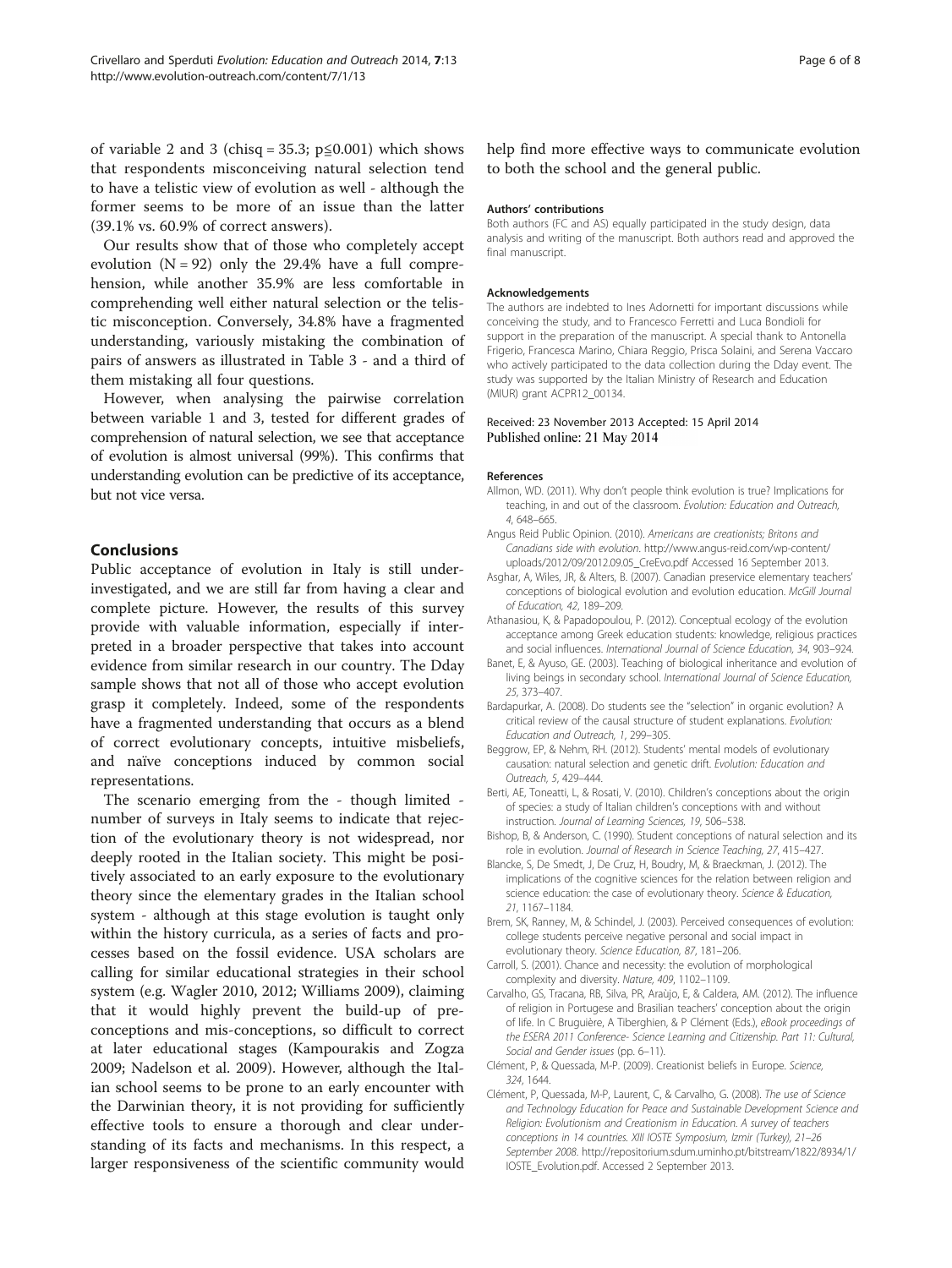of variable 2 and 3 (chisq = 35.3; p≦0.001) which shows that respondents misconceiving natural selection tend to have a telistic view of evolution as well - although the former seems to be more of an issue than the latter (39.1% vs. 60.9% of correct answers).

Our results show that of those who completely accept evolution (N = 92) only the 29.4% have a full comprehension, while another 35.9% are less comfortable in comprehending well either natural selection or the telistic misconception. Conversely, 34.8% have a fragmented understanding, variously mistaking the combination of pairs of answers as illustrated in Table 3 - and a third of them mistaking all four questions.

However, when analysing the pairwise correlation between variable 1 and 3, tested for different grades of comprehension of natural selection, we see that acceptance of evolution is almost universal (99%). This confirms that understanding evolution can be predictive of its acceptance, but not vice versa.

## Conclusions

Public acceptance of evolution in Italy is still under-investigated, and we are still far from having a clear and complete picture. However, the results of this survey provide with valuable information, especially if interpreted in a broader perspective that takes into account evidence from similar research in our country. The Dday sample shows that not all of those who accept evolution grasp it completely. Indeed, some of the respondents have a fragmented understanding that occurs as a blend of correct evolutionary concepts, intuitive misbeliefs, and naïve conceptions induced by common social representations.

The scenario emerging from the - though limited - number of surveys in Italy seems to indicate that rejection of the evolutionary theory is not widespread, nor deeply rooted in the Italian society. This might be positively associated to an early exposure to the evolutionary theory since the elementary grades in the Italian school system - although at this stage evolution is taught only within the history curricula, as a series of facts and processes based on the fossil evidence. USA scholars are calling for similar educational strategies in their school system (e.g. Wagler 2010, 2012; Williams 2009), claiming that it would highly prevent the build-up of preconceptions and mis-conceptions, so difficult to correct at later educational stages (Kampourakis and Zogza 2009; Nadelson et al. 2009). However, although the Italian school seems to be prone to an early encounter with the Darwinian theory, it is not providing for sufficiently effective tools to ensure a thorough and clear understanding of its facts and mechanisms. In this respect, a larger responsiveness of the scientific community would help find more effective ways to communicate evolution to both the school and the general public.

#### Authors' contributions

Both authors (FC and AS) equally participated in the study design, data analysis and writing of the manuscript. Both authors read and approved the final manuscript.

#### Acknowledgements

The authors are indebted to Ines Adornetti for important discussions while conceiving the study, and to Francesco Ferretti and Luca Bondioli for support in the preparation of the manuscript. A special thank to Antonella Frigerio, Francesca Marino, Chiara Reggio, Prisca Solaini, and Serena Vaccaro who actively participated to the data collection during the Dday event. The study was supported by the Italian Ministry of Research and Education (MIUR) grant ACPR12_00134.

Received: 23 November 2013 Accepted: 15 April 2014
Published online: 21 May 2014

#### References

Allmon, WD. (2011). Why don't people think evolution is true? Implications for teaching, in and out of the classroom. *Evolution: Education and Outreach, 4*, 648–665.

Angus Reid Public Opinion. (2010). *Americans are creationists; Britons and Canadians side with evolution*. http://www.angus-reid.com/wp-content/uploads/2012/09/2012.09.05_CreEvo.pdf Accessed 16 September 2013.

Asghar, A, Wiles, JR, & Alters, B. (2007). Canadian preservice elementary teachers' conceptions of biological evolution and evolution education. *McGill Journal of Education, 42*, 189–209.

Athanasiou, K, & Papadopoulou, P. (2012). Conceptual ecology of the evolution acceptance among Greek education students: knowledge, religious practices and social influences. *International Journal of Science Education, 34*, 903–924.

Banet, E, & Ayuso, GE. (2003). Teaching of biological inheritance and evolution of living beings in secondary school. *International Journal of Science Education, 25*, 373–407.

Bardapurkar, A. (2008). Do students see the "selection" in organic evolution? A critical review of the causal structure of student explanations. *Evolution: Education and Outreach, 1*, 299–305.

Beggrow, EP, & Nehm, RH. (2012). Students' mental models of evolutionary causation: natural selection and genetic drift. *Evolution: Education and Outreach, 5*, 429–444.

Berti, AE, Toneatti, L, & Rosati, V. (2010). Children's conceptions about the origin of species: a study of Italian children's conceptions with and without instruction. *Journal of Learning Sciences, 19*, 506–538.

Bishop, B, & Anderson, C. (1990). Student conceptions of natural selection and its role in evolution. *Journal of Research in Science Teaching, 27*, 415–427.

Blancke, S, De Smedt, J, De Cruz, H, Boudry, M, & Braeckman, J. (2012). The implications of the cognitive sciences for the relation between religion and science education: the case of evolutionary theory. *Science & Education, 21*, 1167–1184.

Brem, SK, Ranney, M, & Schindel, J. (2003). Perceived consequences of evolution: college students perceive negative personal and social impact in evolutionary theory. *Science Education, 87*, 181–206.

Carroll, S. (2001). Chance and necessity: the evolution of morphological complexity and diversity. *Nature, 409*, 1102–1109.

Carvalho, GS, Tracana, RB, Silva, PR, Araùjo, E, & Caldera, AM. (2012). The influence of religion in Portugese and Brasilian teachers' conception about the origin of life. In C Bruguière, A Tiberghien, & P Clément (Eds.), *eBook proceedings of the ESERA 2011 Conference- Science Learning and Citizenship. Part 11: Cultural, Social and Gender issues* (pp. 6–11).

Clément, P, & Quessada, M-P. (2009). Creationist beliefs in Europe. *Science, 324*, 1644.

Clément, P, Quessada, M-P, Laurent, C, & Carvalho, G. (2008). *The use of Science and Technology Education for Peace and Sustainable Development Science and Religion: Evolutionism and Creationism in Education. A survey of teachers conceptions in 14 countries. XIII IOSTE Symposium, Izmir (Turkey), 21–26 September 2008*. http://repositorium.sdum.uminho.pt/bitstream/1822/8934/1/IOSTE_Evolution.pdf. Accessed 2 September 2013.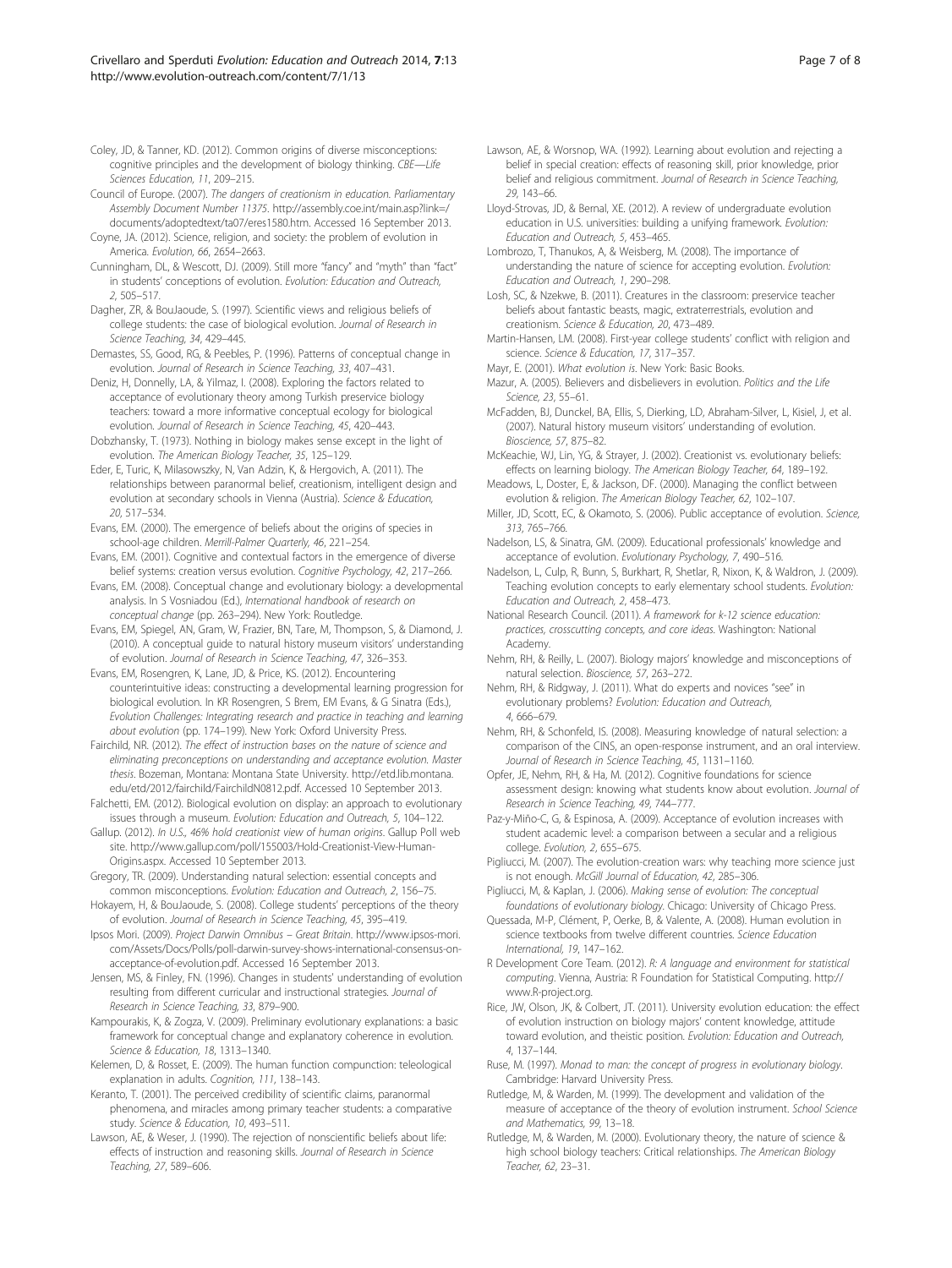Coley, JD, & Tanner, KD. (2012). Common origins of diverse misconceptions: cognitive principles and the development of biology thinking. *CBE—Life Sciences Education, 11*, 209–215.

Council of Europe. (2007). *The dangers of creationism in education. Parliamentary Assembly Document Number 11375*. http://assembly.coe.int/main.asp?link=/documents/adoptedtext/ta07/eres1580.htm. Accessed 16 September 2013.

Coyne, JA. (2012). Science, religion, and society: the problem of evolution in America. *Evolution, 66*, 2654–2663.

Cunningham, DL, & Wescott, DJ. (2009). Still more "fancy" and "myth" than "fact" in students' conceptions of evolution. *Evolution: Education and Outreach, 2*, 505–517.

Dagher, ZR, & BouJaoude, S. (1997). Scientific views and religious beliefs of college students: the case of biological evolution. *Journal of Research in Science Teaching, 34*, 429–445.

Demastes, SS, Good, RG, & Peebles, P. (1996). Patterns of conceptual change in evolution. *Journal of Research in Science Teaching, 33*, 407–431.

Deniz, H, Donnelly, LA, & Yilmaz, I. (2008). Exploring the factors related to acceptance of evolutionary theory among Turkish preservice biology teachers: toward a more informative conceptual ecology for biological evolution. *Journal of Research in Science Teaching, 45*, 420–443.

Dobzhansky, T. (1973). Nothing in biology makes sense except in the light of evolution. *The American Biology Teacher, 35*, 125–129.

Eder, E, Turic, K, Milasowszky, N, Van Adzin, K, & Hergovich, A. (2011). The relationships between paranormal belief, creationism, intelligent design and evolution at secondary schools in Vienna (Austria). *Science & Education, 20*, 517–534.

Evans, EM. (2000). The emergence of beliefs about the origins of species in school-age children. *Merrill-Palmer Quarterly, 46*, 221–254.

Evans, EM. (2001). Cognitive and contextual factors in the emergence of diverse belief systems: creation versus evolution. *Cognitive Psychology, 42*, 217–266.

Evans, EM. (2008). Conceptual change and evolutionary biology: a developmental analysis. In S Vosniadou (Ed.), *International handbook of research on conceptual change* (pp. 263–294). New York: Routledge.

Evans, EM, Spiegel, AN, Gram, W, Frazier, BN, Tare, M, Thompson, S, & Diamond, J. (2010). A conceptual guide to natural history museum visitors' understanding of evolution. *Journal of Research in Science Teaching, 47*, 326–353.

Evans, EM, Rosengren, K, Lane, JD, & Price, KS. (2012). Encountering counterintuitive ideas: constructing a developmental learning progression for biological evolution. In KR Rosengren, S Brem, EM Evans, & G Sinatra (Eds.), *Evolution Challenges: Integrating research and practice in teaching and learning about evolution* (pp. 174–199). New York: Oxford University Press.

Fairchild, NR. (2012). *The effect of instruction bases on the nature of science and eliminating preconceptions on understanding and acceptance evolution. Master thesis*. Bozeman, Montana: Montana State University. http://etd.lib.montana.edu/etd/2012/fairchild/FairchildN0812.pdf. Accessed 10 September 2013.

Falchetti, EM. (2012). Biological evolution on display: an approach to evolutionary issues through a museum. *Evolution: Education and Outreach, 5*, 104–122.

Gallup. (2012). *In U.S., 46% hold creationist view of human origins*. Gallup Poll web site. http://www.gallup.com/poll/155003/Hold-Creationist-View-Human-Origins.aspx. Accessed 10 September 2013.

Gregory, TR. (2009). Understanding natural selection: essential concepts and common misconceptions. *Evolution: Education and Outreach, 2*, 156–75.

Hokayem, H, & BouJaoude, S. (2008). College students' perceptions of the theory of evolution. *Journal of Research in Science Teaching, 45*, 395–419.

Ipsos Mori. (2009). *Project Darwin Omnibus – Great Britain*. http://www.ipsos-mori.com/Assets/Docs/Polls/poll-darwin-survey-shows-international-consensus-on-acceptance-of-evolution.pdf. Accessed 16 September 2013.

Jensen, MS, & Finley, FN. (1996). Changes in students' understanding of evolution resulting from different curricular and instructional strategies. *Journal of Research in Science Teaching, 33*, 879–900.

Kampourakis, K, & Zogza, V. (2009). Preliminary evolutionary explanations: a basic framework for conceptual change and explanatory coherence in evolution. *Science & Education, 18*, 1313–1340.

Kelemen, D, & Rosset, E. (2009). The human function compunction: teleological explanation in adults. *Cognition, 111*, 138–143.

Keranto, T. (2001). The perceived credibility of scientific claims, paranormal phenomena, and miracles among primary teacher students: a comparative study. *Science & Education, 10*, 493–511.

Lawson, AE, & Weser, J. (1990). The rejection of nonscientific beliefs about life: effects of instruction and reasoning skills. *Journal of Research in Science Teaching, 27*, 589–606.

Lawson, AE, & Worsnop, WA. (1992). Learning about evolution and rejecting a belief in special creation: effects of reasoning skill, prior knowledge, prior belief and religious commitment. *Journal of Research in Science Teaching, 29*, 143–66.

Lloyd-Strovas, JD, & Bernal, XE. (2012). A review of undergraduate evolution education in U.S. universities: building a unifying framework. *Evolution: Education and Outreach, 5*, 453–465.

Lombrozo, T, Thanukos, A, & Weisberg, M. (2008). The importance of understanding the nature of science for accepting evolution. *Evolution: Education and Outreach, 1*, 290–298.

Losh, SC, & Nzekwe, B. (2011). Creatures in the classroom: preservice teacher beliefs about fantastic beasts, magic, extraterrestrials, evolution and creationism. *Science & Education, 20*, 473–489.

Martin-Hansen, LM. (2008). First-year college students' conflict with religion and science. *Science & Education, 17*, 317–357.

Mayr, E. (2001). *What evolution is*. New York: Basic Books.

Mazur, A. (2005). Believers and disbelievers in evolution. *Politics and the Life Science, 23*, 55–61.

McFadden, BJ, Dunckel, BA, Ellis, S, Dierking, LD, Abraham-Silver, L, Kisiel, J, et al. (2007). Natural history museum visitors' understanding of evolution. *Bioscience, 57*, 875–82.

McKeachie, WJ, Lin, YG, & Strayer, J. (2002). Creationist vs. evolutionary beliefs: effects on learning biology. *The American Biology Teacher, 64*, 189–192.

Meadows, L, Doster, E, & Jackson, DF. (2000). Managing the conflict between evolution & religion. *The American Biology Teacher, 62*, 102–107.

Miller, JD, Scott, EC, & Okamoto, S. (2006). Public acceptance of evolution. *Science, 313*, 765–766.

Nadelson, LS, & Sinatra, GM. (2009). Educational professionals' knowledge and acceptance of evolution. *Evolutionary Psychology, 7*, 490–516.

Nadelson, L, Culp, R, Bunn, S, Burkhart, R, Shetlar, R, Nixon, K, & Waldron, J. (2009). Teaching evolution concepts to early elementary school students. *Evolution: Education and Outreach, 2*, 458–473.

National Research Council. (2011). *A framework for k-12 science education: practices, crosscutting concepts, and core ideas*. Washington: National Academy.

Nehm, RH, & Reilly, L. (2007). Biology majors' knowledge and misconceptions of natural selection. *Bioscience, 57*, 263–272.

Nehm, RH, & Ridgway, J. (2011). What do experts and novices "see" in evolutionary problems? *Evolution: Education and Outreach, 4*, 666–679.

Nehm, RH, & Schonfeld, IS. (2008). Measuring knowledge of natural selection: a comparison of the CINS, an open-response instrument, and an oral interview. *Journal of Research in Science Teaching, 45*, 1131–1160.

Opfer, JE, Nehm, RH, & Ha, M. (2012). Cognitive foundations for science assessment design: knowing what students know about evolution. *Journal of Research in Science Teaching, 49*, 744–777.

Paz-y-Miño-C, G, & Espinosa, A. (2009). Acceptance of evolution increases with student academic level: a comparison between a secular and a religious college. *Evolution, 2*, 655–675.

Pigliucci, M. (2007). The evolution-creation wars: why teaching more science just is not enough. *McGill Journal of Education, 42*, 285–306.

Pigliucci, M, & Kaplan, J. (2006). *Making sense of evolution: The conceptual foundations of evolutionary biology*. Chicago: University of Chicago Press.

Quessada, M-P, Clément, P, Oerke, B, & Valente, A. (2008). Human evolution in science textbooks from twelve different countries. *Science Education International, 19*, 147–162.

R Development Core Team. (2012). *R: A language and environment for statistical computing*. Vienna, Austria: R Foundation for Statistical Computing. http://www.R-project.org.

Rice, JW, Olson, JK, & Colbert, JT. (2011). University evolution education: the effect of evolution instruction on biology majors' content knowledge, attitude toward evolution, and theistic position. *Evolution: Education and Outreach, 4*, 137–144.

Ruse, M. (1997). *Monad to man: the concept of progress in evolutionary biology*. Cambridge: Harvard University Press.

Rutledge, M, & Warden, M. (1999). The development and validation of the measure of acceptance of the theory of evolution instrument. *School Science and Mathematics, 99*, 13–18.

Rutledge, M, & Warden, M. (2000). Evolutionary theory, the nature of science & high school biology teachers: Critical relationships. *The American Biology Teacher, 62*, 23–31.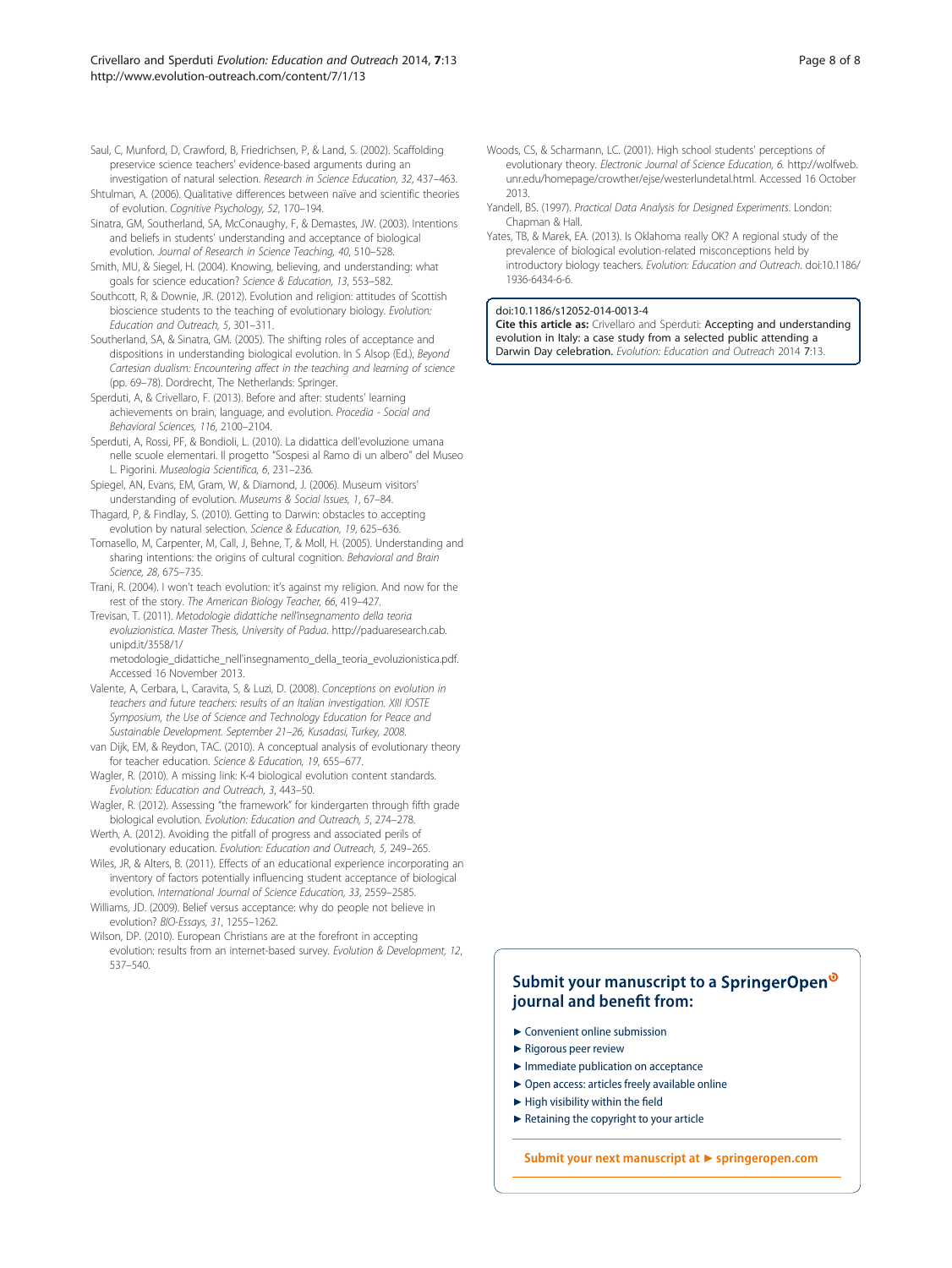Saul, C, Munford, D, Crawford, B, Friedrichsen, P, & Land, S. (2002). Scaffolding preservice science teachers' evidence-based arguments during an investigation of natural selection. *Research in Science Education, 32*, 437–463.

Shtulman, A. (2006). Qualitative differences between naïve and scientific theories of evolution. *Cognitive Psychology, 52*, 170–194.

Sinatra, GM, Southerland, SA, McConaughy, F, & Demastes, JW. (2003). Intentions and beliefs in students' understanding and acceptance of biological evolution. *Journal of Research in Science Teaching, 40*, 510–528.

Smith, MU, & Siegel, H. (2004). Knowing, believing, and understanding: what goals for science education? *Science & Education, 13*, 553–582.

Southcott, R, & Downie, JR. (2012). Evolution and religion: attitudes of Scottish bioscience students to the teaching of evolutionary biology. *Evolution: Education and Outreach, 5*, 301–311.

Southerland, SA, & Sinatra, GM. (2005). The shifting roles of acceptance and dispositions in understanding biological evolution. In S Alsop (Ed.), *Beyond Cartesian dualism: Encountering affect in the teaching and learning of science* (pp. 69–78). Dordrecht, The Netherlands: Springer.

Sperduti, A, & Crivellaro, F. (2013). Before and after: students' learning achievements on brain, language, and evolution. *Procedia - Social and Behavioral Sciences, 116*, 2100–2104.

Sperduti, A, Rossi, PF, & Bondioli, L. (2010). La didattica dell'evoluzione umana nelle scuole elementari. Il progetto "Sospesi al Ramo di un albero" del Museo L. Pigorini. *Museologia Scientifica, 6*, 231–236.

Spiegel, AN, Evans, EM, Gram, W, & Diamond, J. (2006). Museum visitors' understanding of evolution. *Museums & Social Issues, 1*, 67–84.

Thagard, P, & Findlay, S. (2010). Getting to Darwin: obstacles to accepting evolution by natural selection. *Science & Education, 19*, 625–636.

Tomasello, M, Carpenter, M, Call, J, Behne, T, & Moll, H. (2005). Understanding and sharing intentions: the origins of cultural cognition. *Behavioral and Brain Science, 28*, 675–735.

Trani, R. (2004). I won't teach evolution: it's against my religion. And now for the rest of the story. *The American Biology Teacher, 66*, 419–427.

Trevisan, T. (2011). *Metodologie didattiche nell'insegnamento della teoria evoluzionistica. Master Thesis, University of Padua*. http://paduaresearch.cab.unipd.it/3558/1/metodologie_didattiche_nell'insegnamento_della_teoria_evoluzionistica.pdf. Accessed 16 November 2013.

Valente, A, Cerbara, L, Caravita, S, & Luzi, D. (2008). *Conceptions on evolution in teachers and future teachers: results of an Italian investigation. XIII IOSTE Symposium, the Use of Science and Technology Education for Peace and Sustainable Development. September 21–26, Kusadasi, Turkey, 2008*.

van Dijk, EM, & Reydon, TAC. (2010). A conceptual analysis of evolutionary theory for teacher education. *Science & Education, 19*, 655–677.

Wagler, R. (2010). A missing link: K-4 biological evolution content standards. *Evolution: Education and Outreach, 3*, 443–50.

Wagler, R. (2012). Assessing "the framework" for kindergarten through fifth grade biological evolution. *Evolution: Education and Outreach, 5*, 274–278.

Werth, A. (2012). Avoiding the pitfall of progress and associated perils of evolutionary education. *Evolution: Education and Outreach, 5*, 249–265.

Wiles, JR, & Alters, B. (2011). Effects of an educational experience incorporating an inventory of factors potentially influencing student acceptance of biological evolution. *International Journal of Science Education, 33*, 2559–2585.

Williams, JD. (2009). Belief versus acceptance: why do people not believe in evolution? *BIO-Essays, 31*, 1255–1262.

Wilson, DP. (2010). European Christians are at the forefront in accepting evolution: results from an internet-based survey. *Evolution & Development, 12*, 537–540.

Woods, CS, & Scharmann, LC. (2001). High school students' perceptions of evolutionary theory. *Electronic Journal of Science Education, 6*. http://wolfweb.unr.edu/homepage/crowther/ejse/westerlundetal.html. Accessed 16 October 2013.

Yandell, BS. (1997). *Practical Data Analysis for Designed Experiments*. London: Chapman & Hall.

Yates, TB, & Marek, EA. (2013). Is Oklahoma really OK? A regional study of the prevalence of biological evolution-related misconceptions held by introductory biology teachers. *Evolution: Education and Outreach*. doi:10.1186/1936-6434-6-6.

doi:10.1186/s12052-014-0013-4

**Cite this article as:** Crivellaro and Sperduti: Accepting and understanding evolution in Italy: a case study from a selected public attending a Darwin Day celebration. *Evolution: Education and Outreach* 2014 **7**:13.

**Submit your manuscript to a SpringerOpen journal and benefit from:**

- ► Convenient online submission
- ► Rigorous peer review
- ► Immediate publication on acceptance
- ► Open access: articles freely available online
- ► High visibility within the field
- ► Retaining the copyright to your article

**Submit your next manuscript at ► springeropen.com**